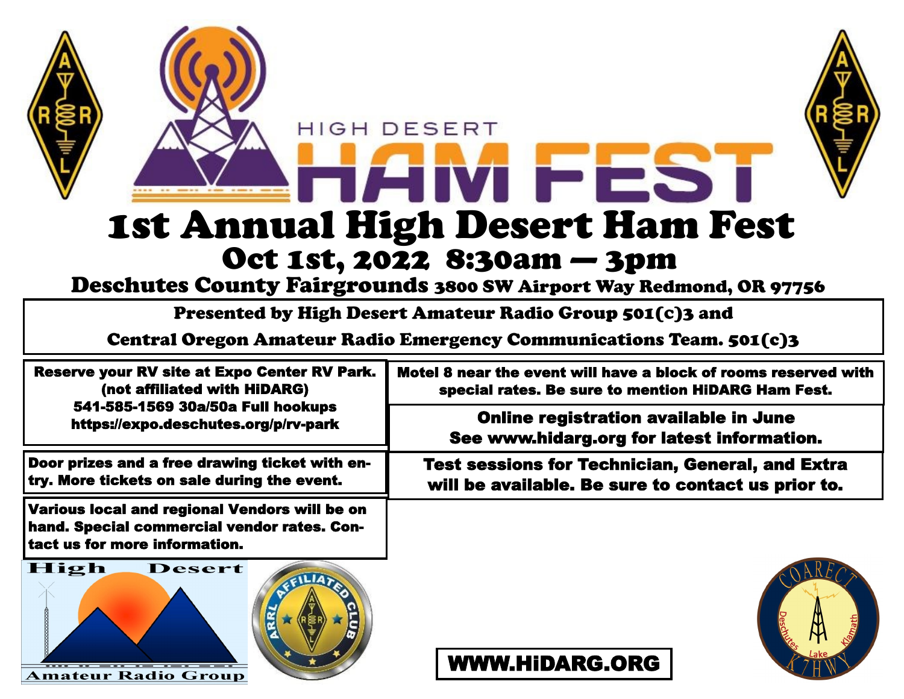HIGH DESERT

# HAM FEST

# 1st Annual High Desert Ham Fest

## Oct 1st, 2022 8:30am — 3pm

### Deschutes County Fairgrounds 3800 SW Airport Way Redmond, OR 97756

**Presented by High Desert Amateur Radio Group 501(c)3 and**

**Central Oregon Amateur Radio Emergency Communications Team. 501(c)3**

**Reserve your RV site at Expo Center RV Park.**
**(not affiliated with HiDARG)**
**541-585-1569 30a/50a Full hookups**
**https://expo.deschutes.org/p/rv-park**

**Motel 8 near the event will have a block of rooms reserved with special rates. Be sure to mention HiDARG Ham Fest.**

**Online registration available in June**
**See www.hidarg.org for latest information.**

**Door prizes and a free drawing ticket with entry. More tickets on sale during the event.**

**Test sessions for Technician, General, and Extra will be available. Be sure to contact us prior to.**

**Various local and regional Vendors will be on hand. Special commercial vendor rates. Contact us for more information.**

High Desert Amateur Radio Group

ARRL AFFILIATED CLUB

**WWW.HiDARG.ORG**

COARECT Deschutes Lake Klamath K7HWY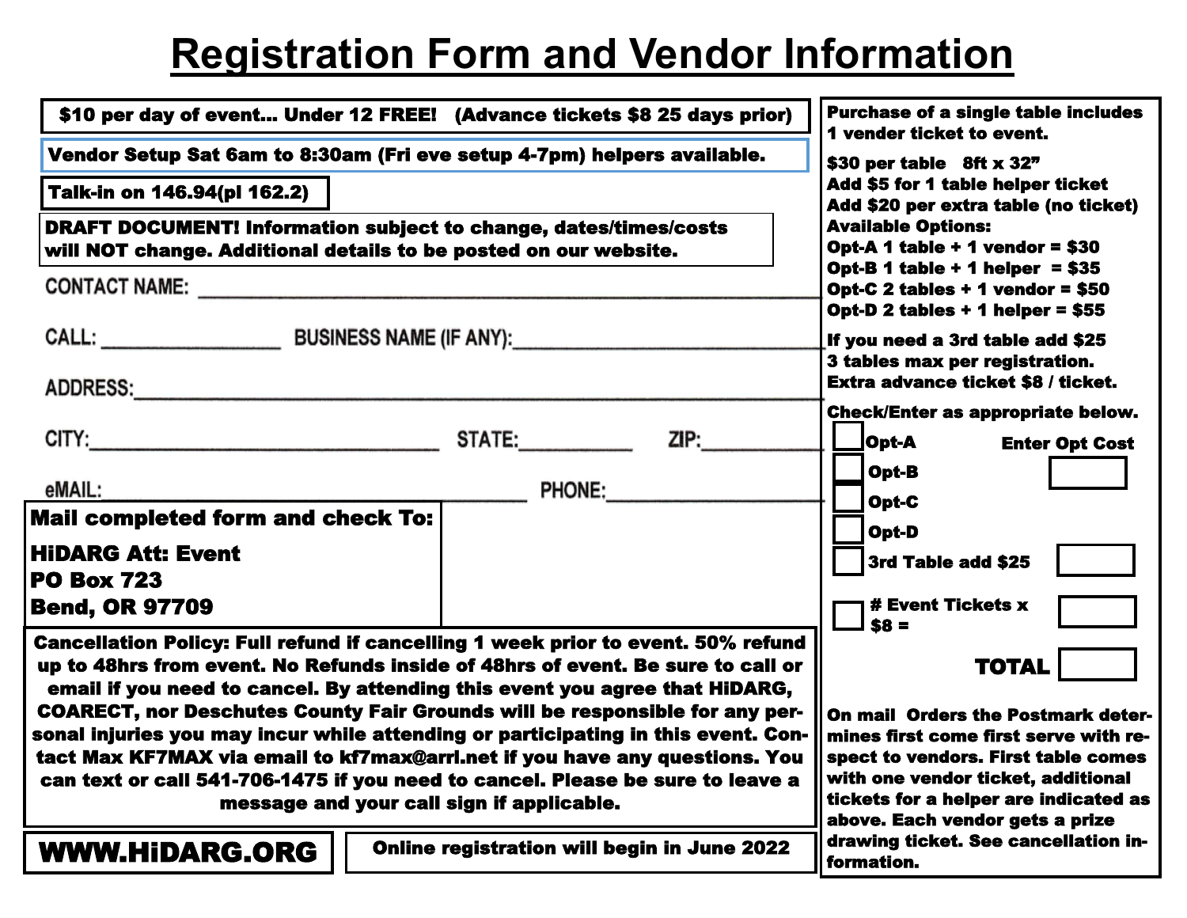# Registration Form and Vendor Information

**$10 per day of event... Under 12 FREE! (Advance tickets $8 25 days prior)**

**Vendor Setup Sat 6am to 8:30am (Fri eve setup 4-7pm) helpers available.**

**Talk-in on 146.94(pl 162.2)**

**DRAFT DOCUMENT! Information subject to change, dates/times/costs will NOT change. Additional details to be posted on our website.**

CONTACT NAME: ______________________________

CALL: ______________ BUSINESS NAME (IF ANY): ______________________________

ADDRESS: ______________________________

CITY: ______________________ STATE: __________ ZIP: __________

eMAIL: ______________________ PHONE: ______________________

**Mail completed form and check To:**

**HiDARG Att: Event**
**PO Box 723**
**Bend, OR 97709**

**Cancellation Policy: Full refund if cancelling 1 week prior to event. 50% refund up to 48hrs from event. No Refunds inside of 48hrs of event. Be sure to call or email if you need to cancel. By attending this event you agree that HiDARG, COARECT, nor Deschutes County Fair Grounds will be responsible for any personal injuries you may incur while attending or participating in this event. Contact Max KF7MAX via email to kf7max@arrl.net if you have any questions. You can text or call 541-706-1475 if you need to cancel. Please be sure to leave a message and your call sign if applicable.**

**WWW.HiDARG.ORG**

**Online registration will begin in June 2022**

**Purchase of a single table includes 1 vender ticket to event.**

**$30 per table 8ft x 32”**
**Add $5 for 1 table helper ticket**
**Add $20 per extra table (no ticket)**

**Available Options:**
**Opt-A 1 table + 1 vendor = $30**
**Opt-B 1 table + 1 helper = $35**
**Opt-C 2 tables + 1 vendor = $50**
**Opt-D 2 tables + 1 helper = $55**

**If you need a 3rd table add $25**
**3 tables max per registration.**
**Extra advance ticket $8 / ticket.**

**Check/Enter as appropriate below.**

- [ ] **Opt-A**
- [ ] **Opt-B**
- [ ] **Opt-C**
- [ ] **Opt-D**

**Enter Opt Cost** [ ]

- [ ] **3rd Table add $25** [ ]
- [ ] **# Event Tickets x $8 =** [ ]

**TOTAL** [ ]

**On mail Orders the Postmark determines first come first serve with respect to vendors. First table comes with one vendor ticket, additional tickets for a helper are indicated as above. Each vendor gets a prize drawing ticket. See cancellation information.**